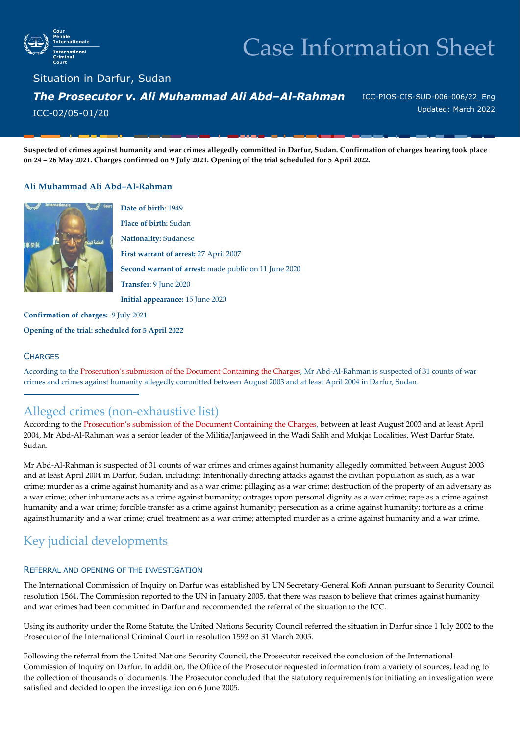# Case Information Sheet

## Situation in Darfur, Sudan

### *The Prosecutor v. Ali Muhammad Ali Abd–Al-Rahman*

ICC-02/05-01/20

ICC-PIOS-CIS-SUD-006-006/22_Eng
Updated: March 2022

**Suspected of crimes against humanity and war crimes allegedly committed in Darfur, Sudan. Confirmation of charges hearing took place on 24 – 26 May 2021. Charges confirmed on 9 July 2021. Opening of the trial scheduled for 5 April 2022.**

### Ali Muhammad Ali Abd–Al-Rahman

**Date of birth:** 1949

**Place of birth:** Sudan

**Nationality:** Sudanese

**First warrant of arrest:** 27 April 2007

**Second warrant of arrest:** made public on 11 June 2020

**Transfer**: 9 June 2020

**Initial appearance:** 15 June 2020

**Confirmation of charges:** 9 July 2021

**Opening of the trial: scheduled for 5 April 2022**

### Charges

According to the Prosecution's submission of the Document Containing the Charges, Mr Abd-Al-Rahman is suspected of 31 counts of war crimes and crimes against humanity allegedly committed between August 2003 and at least April 2004 in Darfur, Sudan.

## Alleged crimes (non-exhaustive list)

According to the Prosecution's submission of the Document Containing the Charges, between at least August 2003 and at least April 2004, Mr Abd-Al-Rahman was a senior leader of the Militia/Janjaweed in the Wadi Salih and Mukjar Localities, West Darfur State, Sudan.

Mr Abd-Al-Rahman is suspected of 31 counts of war crimes and crimes against humanity allegedly committed between August 2003 and at least April 2004 in Darfur, Sudan, including: Intentionally directing attacks against the civilian population as such, as a war crime; murder as a crime against humanity and as a war crime; pillaging as a war crime; destruction of the property of an adversary as a war crime; other inhumane acts as a crime against humanity; outrages upon personal dignity as a war crime; rape as a crime against humanity and a war crime; forcible transfer as a crime against humanity; persecution as a crime against humanity; torture as a crime against humanity and a war crime; cruel treatment as a war crime; attempted murder as a crime against humanity and a war crime.

## Key judicial developments

### Referral and opening of the investigation

The International Commission of Inquiry on Darfur was established by UN Secretary-General Kofi Annan pursuant to Security Council resolution 1564. The Commission reported to the UN in January 2005, that there was reason to believe that crimes against humanity and war crimes had been committed in Darfur and recommended the referral of the situation to the ICC.

Using its authority under the Rome Statute, the United Nations Security Council referred the situation in Darfur since 1 July 2002 to the Prosecutor of the International Criminal Court in resolution 1593 on 31 March 2005.

Following the referral from the United Nations Security Council, the Prosecutor received the conclusion of the International Commission of Inquiry on Darfur. In addition, the Office of the Prosecutor requested information from a variety of sources, leading to the collection of thousands of documents. The Prosecutor concluded that the statutory requirements for initiating an investigation were satisfied and decided to open the investigation on 6 June 2005.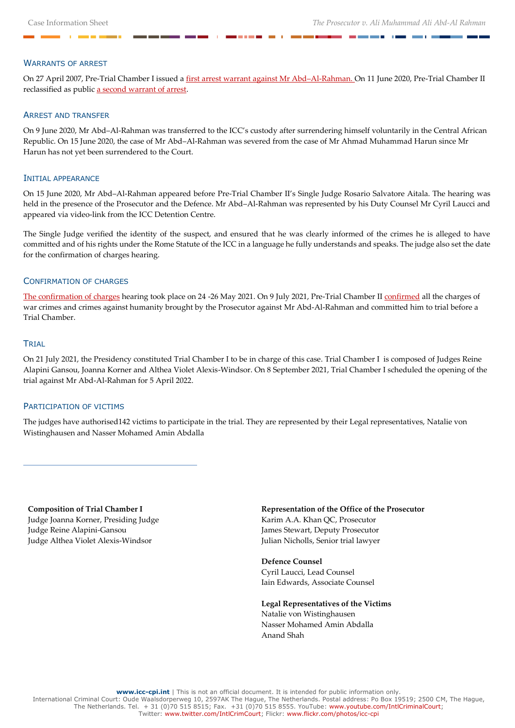## WARRANTS OF ARREST

On 27 April 2007, Pre-Trial Chamber I issued a first arrest warrant against Mr Abd–Al-Rahman. On 11 June 2020, Pre-Trial Chamber II reclassified as public a second warrant of arrest.

## ARREST AND TRANSFER

On 9 June 2020, Mr Abd–Al-Rahman was transferred to the ICC's custody after surrendering himself voluntarily in the Central African Republic. On 15 June 2020, the case of Mr Abd–Al-Rahman was severed from the case of Mr Ahmad Muhammad Harun since Mr Harun has not yet been surrendered to the Court.

## INITIAL APPEARANCE

On 15 June 2020, Mr Abd–Al-Rahman appeared before Pre-Trial Chamber II's Single Judge Rosario Salvatore Aitala. The hearing was held in the presence of the Prosecutor and the Defence. Mr Abd–Al-Rahman was represented by his Duty Counsel Mr Cyril Laucci and appeared via video-link from the ICC Detention Centre.

The Single Judge verified the identity of the suspect, and ensured that he was clearly informed of the crimes he is alleged to have committed and of his rights under the Rome Statute of the ICC in a language he fully understands and speaks. The judge also set the date for the confirmation of charges hearing.

## CONFIRMATION OF CHARGES

The confirmation of charges hearing took place on 24 -26 May 2021. On 9 July 2021, Pre-Trial Chamber II confirmed all the charges of war crimes and crimes against humanity brought by the Prosecutor against Mr Abd-Al-Rahman and committed him to trial before a Trial Chamber.

## TRIAL

On 21 July 2021, the Presidency constituted Trial Chamber I to be in charge of this case. Trial Chamber I is composed of Judges Reine Alapini Gansou, Joanna Korner and Althea Violet Alexis-Windsor. On 8 September 2021, Trial Chamber I scheduled the opening of the trial against Mr Abd-Al-Rahman for 5 April 2022.

## PARTICIPATION OF VICTIMS

The judges have authorised142 victims to participate in the trial. They are represented by their Legal representatives, Natalie von Wistinghausen and Nasser Mohamed Amin Abdalla

---

**Composition of Trial Chamber I**
Judge Joanna Korner, Presiding Judge
Judge Reine Alapini-Gansou
Judge Althea Violet Alexis-Windsor

**Representation of the Office of the Prosecutor**
Karim A.A. Khan QC, Prosecutor
James Stewart, Deputy Prosecutor
Julian Nicholls, Senior trial lawyer

**Defence Counsel**
Cyril Laucci, Lead Counsel
Iain Edwards, Associate Counsel

**Legal Representatives of the Victims**
Natalie von Wistinghausen
Nasser Mohamed Amin Abdalla
Anand Shah

**www.icc-cpi.int** | This is not an official document. It is intended for public information only.
International Criminal Court: Oude Waalsdorperweg 10, 2597AK The Hague, The Netherlands. Postal address: Po Box 19519; 2500 CM, The Hague, The Netherlands. Tel. + 31 (0)70 515 8515; Fax. +31 (0)70 515 8555. YouTube: www.youtube.com/IntlCriminalCourt; Twitter: www.twitter.com/IntlCrimCourt; Flickr: www.flickr.com/photos/icc-cpi